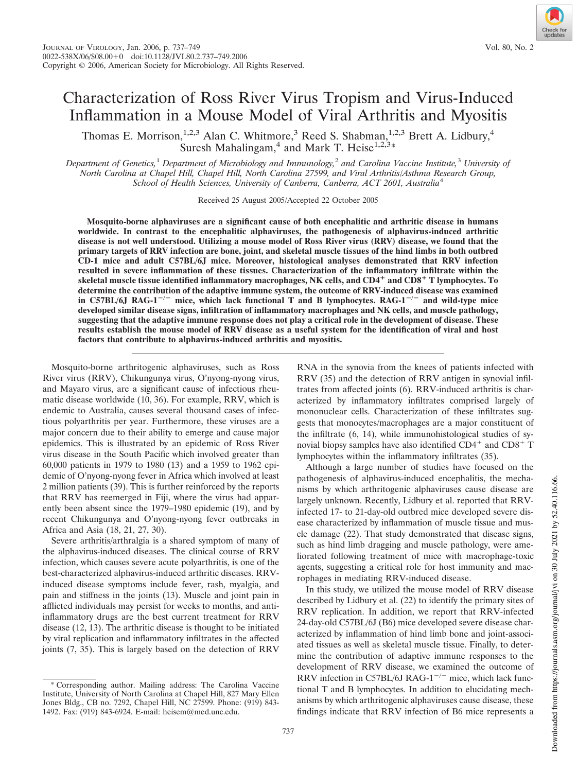# Characterization of Ross River Virus Tropism and Virus-Induced Inflammation in a Mouse Model of Viral Arthritis and Myositis

Thomas E. Morrison,[1,2,3] Alan C. Whitmore,[3] Reed S. Shabman,[1,2,3] Brett A. Lidbury,[4] Suresh Mahalingam,[4] and Mark T. Heise[1,2,3]*

*Department of Genetics,[1] Department of Microbiology and Immunology,[2] and Carolina Vaccine Institute,[3] University of North Carolina at Chapel Hill, Chapel Hill, North Carolina 27599, and Viral Arthritis/Asthma Research Group, School of Health Sciences, University of Canberra, Canberra, ACT 2601, Australia[4]*

Received 25 August 2005/Accepted 22 October 2005

**Mosquito-borne alphaviruses are a significant cause of both encephalitic and arthritic disease in humans worldwide. In contrast to the encephalitic alphaviruses, the pathogenesis of alphavirus-induced arthritic disease is not well understood. Utilizing a mouse model of Ross River virus (RRV) disease, we found that the primary targets of RRV infection are bone, joint, and skeletal muscle tissues of the hind limbs in both outbred CD-1 mice and adult C57BL/6J mice. Moreover, histological analyses demonstrated that RRV infection resulted in severe inflammation of these tissues. Characterization of the inflammatory infiltrate within the skeletal muscle tissue identified inflammatory macrophages, NK cells, and $CD4^+$ and $CD8^+$ T lymphocytes. To determine the contribution of the adaptive immune system, the outcome of RRV-induced disease was examined in C57BL/6J RAG-$1^{-/-}$ mice, which lack functional T and B lymphocytes. RAG-$1^{-/-}$ and wild-type mice developed similar disease signs, infiltration of inflammatory macrophages and NK cells, and muscle pathology, suggesting that the adaptive immune response does not play a critical role in the development of disease. These results establish the mouse model of RRV disease as a useful system for the identification of viral and host factors that contribute to alphavirus-induced arthritis and myositis.**

Mosquito-borne arthritogenic alphaviruses, such as Ross River virus (RRV), Chikungunya virus, O'nyong-nyong virus, and Mayaro virus, are a significant cause of infectious rheumatic disease worldwide (10, 36). For example, RRV, which is endemic to Australia, causes several thousand cases of infectious polyarthritis per year. Furthermore, these viruses are a major concern due to their ability to emerge and cause major epidemics. This is illustrated by an epidemic of Ross River virus disease in the South Pacific which involved greater than 60,000 patients in 1979 to 1980 (13) and a 1959 to 1962 epidemic of O'nyong-nyong fever in Africa which involved at least 2 million patients (39). This is further reinforced by the reports that RRV has reemerged in Fiji, where the virus had apparently been absent since the 1979–1980 epidemic (19), and by recent Chikungunya and O'nyong-nyong fever outbreaks in Africa and Asia (18, 21, 27, 30).

Severe arthritis/arthralgia is a shared symptom of many of the alphavirus-induced diseases. The clinical course of RRV infection, which causes severe acute polyarthritis, is one of the best-characterized alphavirus-induced arthritic diseases. RRV-induced disease symptoms include fever, rash, myalgia, and pain and stiffness in the joints (13). Muscle and joint pain in afflicted individuals may persist for weeks to months, and anti-inflammatory drugs are the best current treatment for RRV disease (12, 13). The arthritic disease is thought to be initiated by viral replication and inflammatory infiltrates in the affected joints (7, 35). This is largely based on the detection of RRV RNA in the synovia from the knees of patients infected with RRV (35) and the detection of RRV antigen in synovial infiltrates from affected joints (6). RRV-induced arthritis is characterized by inflammatory infiltrates comprised largely of mononuclear cells. Characterization of these infiltrates suggests that monocytes/macrophages are a major constituent of the infiltrate (6, 14), while immunohistological studies of synovial biopsy samples have also identified $CD4^+$ and $CD8^+$ T lymphocytes within the inflammatory infiltrates (35).

Although a large number of studies have focused on the pathogenesis of alphavirus-induced encephalitis, the mechanisms by which arthritogenic alphaviruses cause disease are largely unknown. Recently, Lidbury et al. reported that RRV-infected 17- to 21-day-old outbred mice developed severe disease characterized by inflammation of muscle tissue and muscle damage (22). That study demonstrated that disease signs, such as hind limb dragging and muscle pathology, were ameliorated following treatment of mice with macrophage-toxic agents, suggesting a critical role for host immunity and macrophages in mediating RRV-induced disease.

In this study, we utilized the mouse model of RRV disease described by Lidbury et al. (22) to identify the primary sites of RRV replication. In addition, we report that RRV-infected 24-day-old C57BL/6J (B6) mice developed severe disease characterized by inflammation of hind limb bone and joint-associated tissues as well as skeletal muscle tissue. Finally, to determine the contribution of adaptive immune responses to the development of RRV disease, we examined the outcome of RRV infection in C57BL/6J RAG-$1^{-/-}$ mice, which lack functional T and B lymphocytes. In addition to elucidating mechanisms by which arthritogenic alphaviruses cause disease, these findings indicate that RRV infection of B6 mice represents a

\* Corresponding author. Mailing address: The Carolina Vaccine Institute, University of North Carolina at Chapel Hill, 827 Mary Ellen Jones Bldg., CB no. 7292, Chapel Hill, NC 27599. Phone: (919) 843-1492. Fax: (919) 843-6924. E-mail: heisem@med.unc.edu.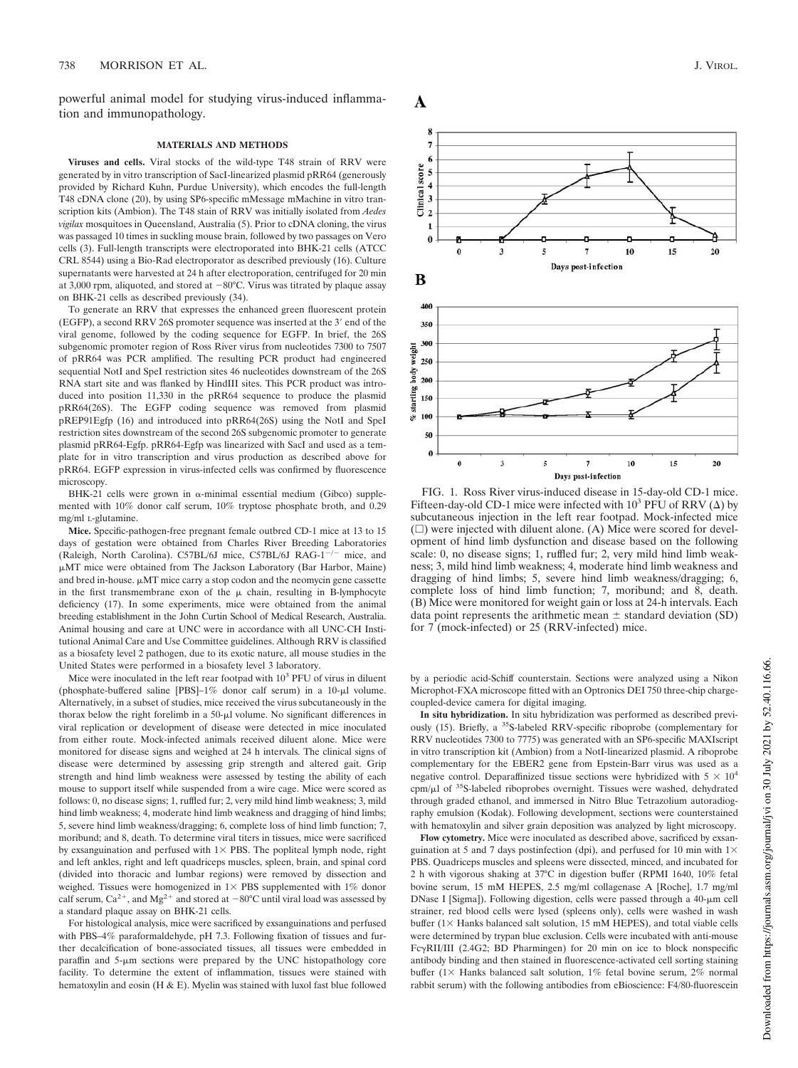powerful animal model for studying virus-induced inflammation and immunopathology.

## MATERIALS AND METHODS

**Viruses and cells.** Viral stocks of the wild-type T48 strain of RRV were generated by in vitro transcription of SacI-linearized plasmid pRR64 (generously provided by Richard Kuhn, Purdue University), which encodes the full-length T48 cDNA clone (20), by using SP6-specific mMessage mMachine in vitro transcription kits (Ambion). The T48 stain of RRV was initially isolated from *Aedes vigilax* mosquitoes in Queensland, Australia (5). Prior to cDNA cloning, the virus was passaged 10 times in suckling mouse brain, followed by two passages on Vero cells (3). Full-length transcripts were electroporated into BHK-21 cells (ATCC CRL 8544) using a Bio-Rad electroporator as described previously (16). Culture supernatants were harvested at 24 h after electroporation, centrifuged for 20 min at 3,000 rpm, aliquoted, and stored at −80°C. Virus was titrated by plaque assay on BHK-21 cells as described previously (34).

To generate an RRV that expresses the enhanced green fluorescent protein (EGFP), a second RRV 26S promoter sequence was inserted at the 3′ end of the viral genome, followed by the coding sequence for EGFP. In brief, the 26S subgenomic promoter region of Ross River virus from nucleotides 7300 to 7507 of pRR64 was PCR amplified. The resulting PCR product had engineered sequential NotI and SpeI restriction sites 46 nucleotides downstream of the 26S RNA start site and was flanked by HindIII sites. This PCR product was introduced into position 11,330 in the pRR64 sequence to produce the plasmid pRR64(26S). The EGFP coding sequence was removed from plasmid pREP91Egfp (16) and introduced into pRR64(26S) using the NotI and SpeI restriction sites downstream of the second 26S subgenomic promoter to generate plasmid pRR64-Egfp. pRR64-Egfp was linearized with SacI and used as a template for in vitro transcription and virus production as described above for pRR64. EGFP expression in virus-infected cells was confirmed by fluorescence microscopy.

BHK-21 cells were grown in α-minimal essential medium (Gibco) supplemented with 10% donor calf serum, 10% tryptose phosphate broth, and 0.29 mg/ml L-glutamine.

**Mice.** Specific-pathogen-free pregnant female outbred CD-1 mice at 13 to 15 days of gestation were obtained from Charles River Breeding Laboratories (Raleigh, North Carolina). C57BL/6J mice, C57BL/6J RAG-$1^{-/-}$ mice, and μMT mice were obtained from The Jackson Laboratory (Bar Harbor, Maine) and bred in-house. μMT mice carry a stop codon and the neomycin gene cassette in the first transmembrane exon of the μ chain, resulting in B-lymphocyte deficiency (17). In some experiments, mice were obtained from the animal breeding establishment in the John Curtin School of Medical Research, Australia. Animal housing and care at UNC were in accordance with all UNC-CH Institutional Animal Care and Use Committee guidelines. Although RRV is classified as a biosafety level 2 pathogen, due to its exotic nature, all mouse studies in the United States were performed in a biosafety level 3 laboratory.

Mice were inoculated in the left rear footpad with $10^3$ PFU of virus in diluent (phosphate-buffered saline [PBS]–1% donor calf serum) in a 10-μl volume. Alternatively, in a subset of studies, mice received the virus subcutaneously in the thorax below the right forelimb in a 50-μl volume. No significant differences in viral replication or development of disease were detected in mice inoculated from either route. Mock-infected animals received diluent alone. Mice were monitored for disease signs and weighed at 24 h intervals. The clinical signs of disease were determined by assessing grip strength and altered gait. Grip strength and hind limb weakness were assessed by testing the ability of each mouse to support itself while suspended from a wire cage. Mice were scored as follows: 0, no disease signs; 1, ruffled fur; 2, very mild hind limb weakness; 3, mild hind limb weakness; 4, moderate hind limb weakness and dragging of hind limbs; 5, severe hind limb weakness/dragging; 6, complete loss of hind limb function; 7, moribund; and 8, death. To determine viral titers in tissues, mice were sacrificed by exsanguination and perfused with 1× PBS. The popliteal lymph node, right and left ankles, right and left quadriceps muscles, spleen, brain, and spinal cord (divided into thoracic and lumbar regions) were removed by dissection and weighed. Tissues were homogenized in 1× PBS supplemented with 1% donor calf serum, $Ca^{2+}$, and $Mg^{2+}$ and stored at −80°C until viral load was assessed by a standard plaque assay on BHK-21 cells.

For histological analysis, mice were sacrificed by exsanguinations and perfused with PBS–4% paraformaldehyde, pH 7.3. Following fixation of tissues and further decalcification of bone-associated tissues, all tissues were embedded in paraffin and 5-μm sections were prepared by the UNC histopathology core facility. To determine the extent of inflammation, tissues were stained with hematoxylin and eosin (H & E). Myelin was stained with luxol fast blue followed by a periodic acid-Schiff counterstain. Sections were analyzed using a Nikon Microphot-FXA microscope fitted with an Optronics DEI 750 three-chip charge-coupled-device camera for digital imaging.

**In situ hybridization.** In situ hybridization was performed as described previously (15). Briefly, a $^{35}$S-labeled RRV-specific riboprobe (complementary for RRV nucleotides 7300 to 7775) was generated with an SP6-specific MAXIscript in vitro transcription kit (Ambion) from a NotI-linearized plasmid. A riboprobe complementary for the EBER2 gene from Epstein-Barr virus was used as a negative control. Deparaffinized tissue sections were hybridized with $5 \times 10^4$ cpm/μl of $^{35}$S-labeled riboprobes overnight. Tissues were washed, dehydrated through graded ethanol, and immersed in Nitro Blue Tetrazolium autoradiography emulsion (Kodak). Following development, sections were counterstained with hematoxylin and silver grain deposition was analyzed by light microscopy.

**Flow cytometry.** Mice were inoculated as described above, sacrificed by exsanguination at 5 and 7 days postinfection (dpi), and perfused for 10 min with 1× PBS. Quadriceps muscles and spleens were dissected, minced, and incubated for 2 h with vigorous shaking at 37°C in digestion buffer (RPMI 1640, 10% fetal bovine serum, 15 mM HEPES, 2.5 mg/ml collagenase A [Roche], 1.7 mg/ml DNase I [Sigma]). Following digestion, cells were passed through a 40-μm cell strainer, red blood cells were lysed (spleens only), cells were washed in wash buffer (1× Hanks balanced salt solution, 15 mM HEPES), and total viable cells were determined by trypan blue exclusion. Cells were incubated with anti-mouse FcγRII/III (2.4G2; BD Pharmingen) for 20 min on ice to block nonspecific antibody binding and then stained in fluorescence-activated cell sorting staining buffer (1× Hanks balanced salt solution, 1% fetal bovine serum, 2% normal rabbit serum) with the following antibodies from eBioscience: F4/80-fluorescein

FIG. 1. Ross River virus-induced disease in 15-day-old CD-1 mice. Fifteen-day-old CD-1 mice were infected with $10^3$ PFU of RRV (Δ) by subcutaneous injection in the left rear footpad. Mock-infected mice (□) were injected with diluent alone. (A) Mice were scored for development of hind limb dysfunction and disease based on the following scale: 0, no disease signs; 1, ruffled fur; 2, very mild hind limb weakness; 3, mild hind limb weakness; 4, moderate hind limb weakness and dragging of hind limbs; 5, severe hind limb weakness/dragging; 6, complete loss of hind limb function; 7, moribund; and 8, death. (B) Mice were monitored for weight gain or loss at 24-h intervals. Each data point represents the arithmetic mean ± standard deviation (SD) for 7 (mock-infected) or 25 (RRV-infected) mice.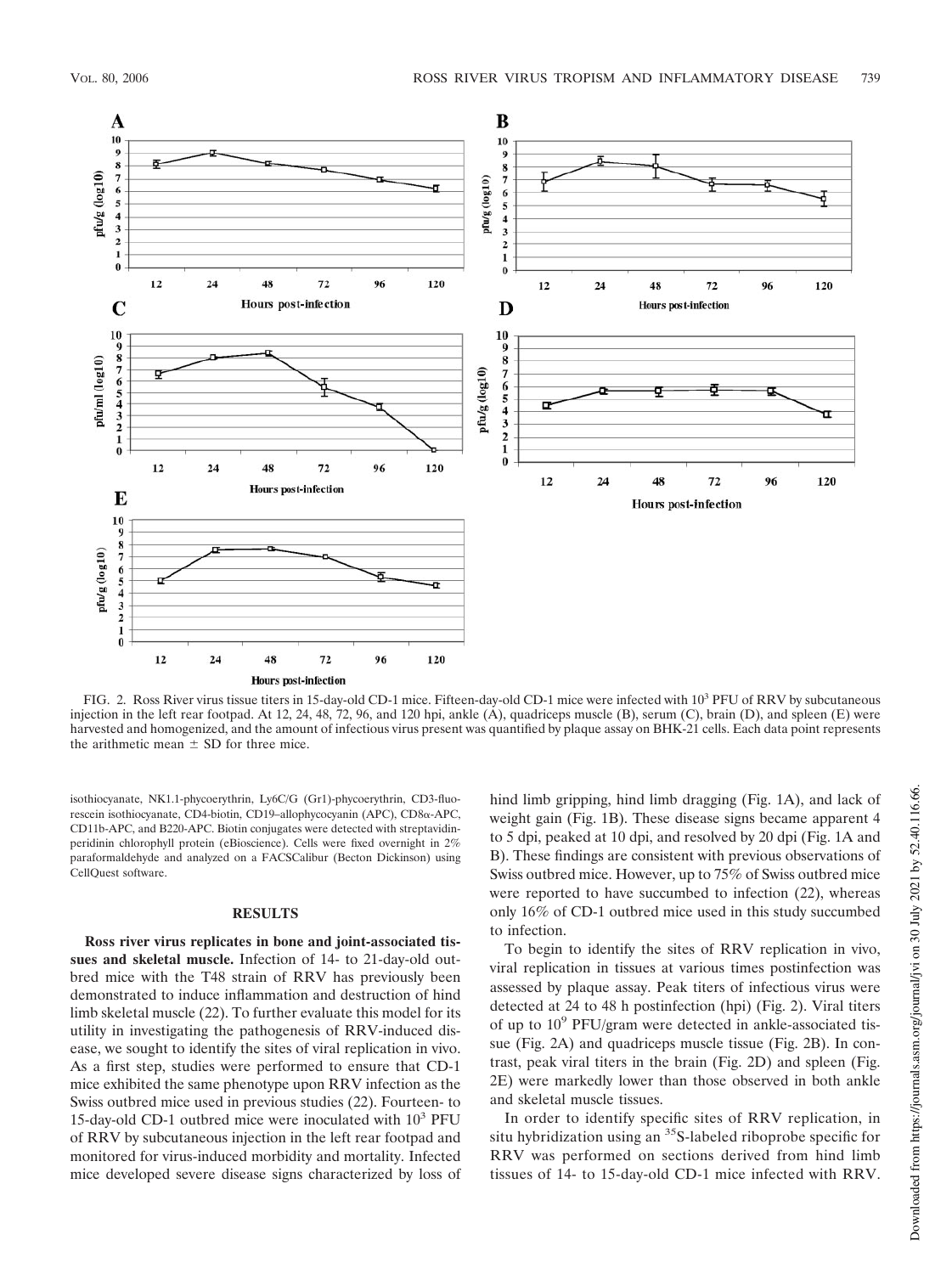FIG. 2. Ross River virus tissue titers in 15-day-old CD-1 mice. Fifteen-day-old CD-1 mice were infected with $10^3$ PFU of RRV by subcutaneous injection in the left rear footpad. At 12, 24, 48, 72, 96, and 120 hpi, ankle (A), quadriceps muscle (B), serum (C), brain (D), and spleen (E) were harvested and homogenized, and the amount of infectious virus present was quantified by plaque assay on BHK-21 cells. Each data point represents the arithmetic mean ± SD for three mice.

isothiocyanate, NK1.1-phycoerythrin, Ly6C/G (Gr1)-phycoerythrin, CD3-fluorescein isothiocyanate, CD4-biotin, CD19–allophycocyanin (APC), CD8α-APC, CD11b-APC, and B220-APC. Biotin conjugates were detected with streptavidin-peridinin chlorophyll protein (eBioscience). Cells were fixed overnight in 2% paraformaldehyde and analyzed on a FACSCalibur (Becton Dickinson) using CellQuest software.

## RESULTS

**Ross river virus replicates in bone and joint-associated tissues and skeletal muscle.** Infection of 14- to 21-day-old outbred mice with the T48 strain of RRV has previously been demonstrated to induce inflammation and destruction of hind limb skeletal muscle (22). To further evaluate this model for its utility in investigating the pathogenesis of RRV-induced disease, we sought to identify the sites of viral replication in vivo. As a first step, studies were performed to ensure that CD-1 mice exhibited the same phenotype upon RRV infection as the Swiss outbred mice used in previous studies (22). Fourteen- to 15-day-old CD-1 outbred mice were inoculated with $10^3$ PFU of RRV by subcutaneous injection in the left rear footpad and monitored for virus-induced morbidity and mortality. Infected mice developed severe disease signs characterized by loss of hind limb gripping, hind limb dragging (Fig. 1A), and lack of weight gain (Fig. 1B). These disease signs became apparent 4 to 5 dpi, peaked at 10 dpi, and resolved by 20 dpi (Fig. 1A and B). These findings are consistent with previous observations of Swiss outbred mice. However, up to 75% of Swiss outbred mice were reported to have succumbed to infection (22), whereas only 16% of CD-1 outbred mice used in this study succumbed to infection.

To begin to identify the sites of RRV replication in vivo, viral replication in tissues at various times postinfection was assessed by plaque assay. Peak titers of infectious virus were detected at 24 to 48 h postinfection (hpi) (Fig. 2). Viral titers of up to $10^9$ PFU/gram were detected in ankle-associated tissue (Fig. 2A) and quadriceps muscle tissue (Fig. 2B). In contrast, peak viral titers in the brain (Fig. 2D) and spleen (Fig. 2E) were markedly lower than those observed in both ankle and skeletal muscle tissues.

In order to identify specific sites of RRV replication, in situ hybridization using an $^{35}$S-labeled riboprobe specific for RRV was performed on sections derived from hind limb tissues of 14- to 15-day-old CD-1 mice infected with RRV.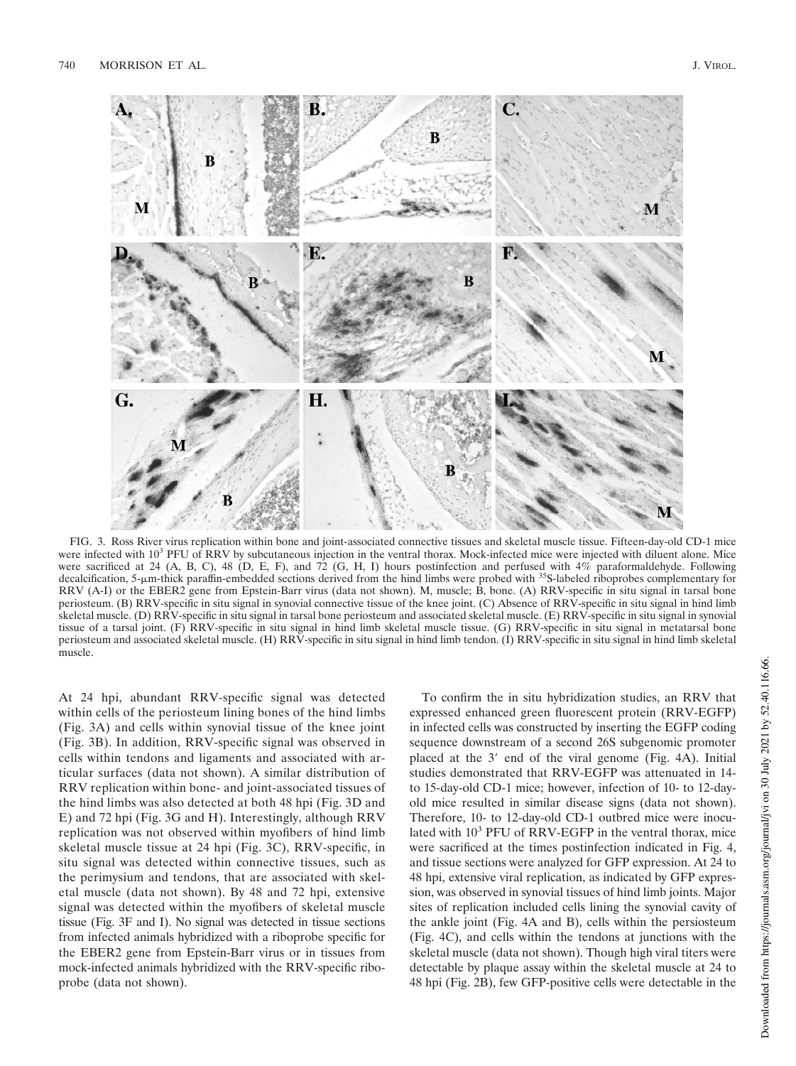FIG. 3. Ross River virus replication within bone and joint-associated connective tissues and skeletal muscle tissue. Fifteen-day-old CD-1 mice were infected with $10^3$ PFU of RRV by subcutaneous injection in the ventral thorax. Mock-infected mice were injected with diluent alone. Mice were sacrificed at 24 (A, B, C), 48 (D, E, F), and 72 (G, H, I) hours postinfection and perfused with 4% paraformaldehyde. Following decalcification, 5-μm-thick paraffin-embedded sections derived from the hind limbs were probed with $^{35}$S-labeled riboprobes complementary for RRV (A-I) or the EBER2 gene from Epstein-Barr virus (data not shown). M, muscle; B, bone. (A) RRV-specific in situ signal in tarsal bone periosteum. (B) RRV-specific in situ signal in synovial connective tissue of the knee joint. (C) Absence of RRV-specific in situ signal in hind limb skeletal muscle. (D) RRV-specific in situ signal in tarsal bone periosteum and associated skeletal muscle. (E) RRV-specific in situ signal in synovial tissue of a tarsal joint. (F) RRV-specific in situ signal in hind limb skeletal muscle tissue. (G) RRV-specific in situ signal in metatarsal bone periosteum and associated skeletal muscle. (H) RRV-specific in situ signal in hind limb tendon. (I) RRV-specific in situ signal in hind limb skeletal muscle.

At 24 hpi, abundant RRV-specific signal was detected within cells of the periosteum lining bones of the hind limbs (Fig. 3A) and cells within synovial tissue of the knee joint (Fig. 3B). In addition, RRV-specific signal was observed in cells within tendons and ligaments and associated with articular surfaces (data not shown). A similar distribution of RRV replication within bone- and joint-associated tissues of the hind limbs was also detected at both 48 hpi (Fig. 3D and E) and 72 hpi (Fig. 3G and H). Interestingly, although RRV replication was not observed within myofibers of hind limb skeletal muscle tissue at 24 hpi (Fig. 3C), RRV-specific, in situ signal was detected within connective tissues, such as the perimysium and tendons, that are associated with skeletal muscle (data not shown). By 48 and 72 hpi, extensive signal was detected within the myofibers of skeletal muscle tissue (Fig. 3F and I). No signal was detected in tissue sections from infected animals hybridized with a riboprobe specific for the EBER2 gene from Epstein-Barr virus or in tissues from mock-infected animals hybridized with the RRV-specific riboprobe (data not shown).

To confirm the in situ hybridization studies, an RRV that expressed enhanced green fluorescent protein (RRV-EGFP) in infected cells was constructed by inserting the EGFP coding sequence downstream of a second 26S subgenomic promoter placed at the 3′ end of the viral genome (Fig. 4A). Initial studies demonstrated that RRV-EGFP was attenuated in 14- to 15-day-old CD-1 mice; however, infection of 10- to 12-day-old mice resulted in similar disease signs (data not shown). Therefore, 10- to 12-day-old CD-1 outbred mice were inoculated with $10^3$ PFU of RRV-EGFP in the ventral thorax, mice were sacrificed at the times postinfection indicated in Fig. 4, and tissue sections were analyzed for GFP expression. At 24 to 48 hpi, extensive viral replication, as indicated by GFP expression, was observed in synovial tissues of hind limb joints. Major sites of replication included cells lining the synovial cavity of the ankle joint (Fig. 4A and B), cells within the persiosteum (Fig. 4C), and cells within the tendons at junctions with the skeletal muscle (data not shown). Though high viral titers were detectable by plaque assay within the skeletal muscle at 24 to 48 hpi (Fig. 2B), few GFP-positive cells were detectable in the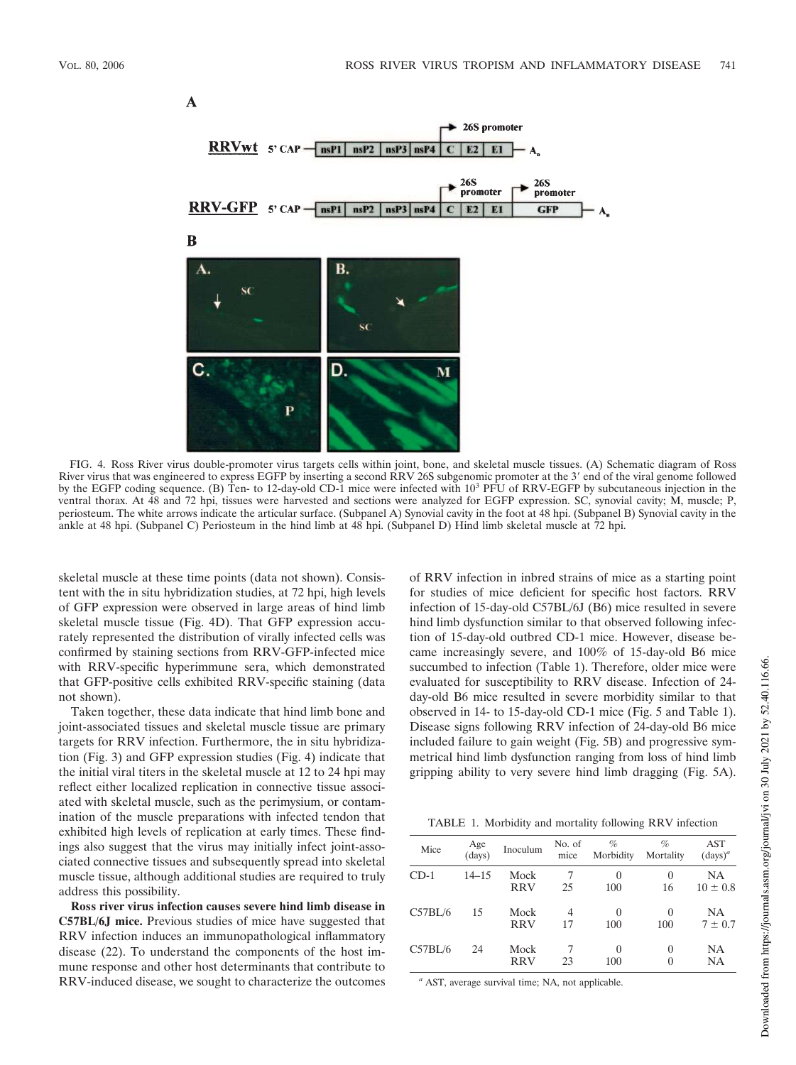FIG. 4. Ross River virus double-promoter virus targets cells within joint, bone, and skeletal muscle tissues. (A) Schematic diagram of Ross River virus that was engineered to express EGFP by inserting a second RRV 26S subgenomic promoter at the 3′ end of the viral genome followed by the EGFP coding sequence. (B) Ten- to 12-day-old CD-1 mice were infected with $10^3$ PFU of RRV-EGFP by subcutaneous injection in the ventral thorax. At 48 and 72 hpi, tissues were harvested and sections were analyzed for EGFP expression. SC, synovial cavity; M, muscle; P, periosteum. The white arrows indicate the articular surface. (Subpanel A) Synovial cavity in the foot at 48 hpi. (Subpanel B) Synovial cavity in the ankle at 48 hpi. (Subpanel C) Periosteum in the hind limb at 48 hpi. (Subpanel D) Hind limb skeletal muscle at 72 hpi.

skeletal muscle at these time points (data not shown). Consistent with the in situ hybridization studies, at 72 hpi, high levels of GFP expression were observed in large areas of hind limb skeletal muscle tissue (Fig. 4D). That GFP expression accurately represented the distribution of virally infected cells was confirmed by staining sections from RRV-GFP-infected mice with RRV-specific hyperimmune sera, which demonstrated that GFP-positive cells exhibited RRV-specific staining (data not shown).

Taken together, these data indicate that hind limb bone and joint-associated tissues and skeletal muscle tissue are primary targets for RRV infection. Furthermore, the in situ hybridization (Fig. 3) and GFP expression studies (Fig. 4) indicate that the initial viral titers in the skeletal muscle at 12 to 24 hpi may reflect either localized replication in connective tissue associated with skeletal muscle, such as the perimysium, or contamination of the muscle preparations with infected tendon that exhibited high levels of replication at early times. These findings also suggest that the virus may initially infect joint-associated connective tissues and subsequently spread into skeletal muscle tissue, although additional studies are required to truly address this possibility.

**Ross river virus infection causes severe hind limb disease in C57BL/6J mice.** Previous studies of mice have suggested that RRV infection induces an immunopathological inflammatory disease (22). To understand the components of the host immune response and other host determinants that contribute to RRV-induced disease, we sought to characterize the outcomes of RRV infection in inbred strains of mice as a starting point for studies of mice deficient for specific host factors. RRV infection of 15-day-old C57BL/6J (B6) mice resulted in severe hind limb dysfunction similar to that observed following infection of 15-day-old outbred CD-1 mice. However, disease became increasingly severe, and 100% of 15-day-old B6 mice succumbed to infection (Table 1). Therefore, older mice were evaluated for susceptibility to RRV disease. Infection of 24-day-old B6 mice resulted in severe morbidity similar to that observed in 14- to 15-day-old CD-1 mice (Fig. 5 and Table 1). Disease signs following RRV infection of 24-day-old B6 mice included failure to gain weight (Fig. 5B) and progressive symmetrical hind limb dysfunction ranging from loss of hind limb gripping ability to very severe hind limb dragging (Fig. 5A).

TABLE 1. Morbidity and mortality following RRV infection

| Mice | Age (days) | Inoculum | No. of mice | % Morbidity | % Mortality | AST (days)[a] |
|---|---|---|---|---|---|---|
| CD-1 | 14–15 | Mock | 7 | 0 | 0 | NA |
| | | RRV | 25 | 100 | 16 | $10 \pm 0.8$ |
| C57BL/6 | 15 | Mock | 4 | 0 | 0 | NA |
| | | RRV | 17 | 100 | 100 | $7 \pm 0.7$ |
| C57BL/6 | 24 | Mock | 7 | 0 | 0 | NA |
| | | RRV | 23 | 100 | 0 | NA |

[a] AST, average survival time; NA, not applicable.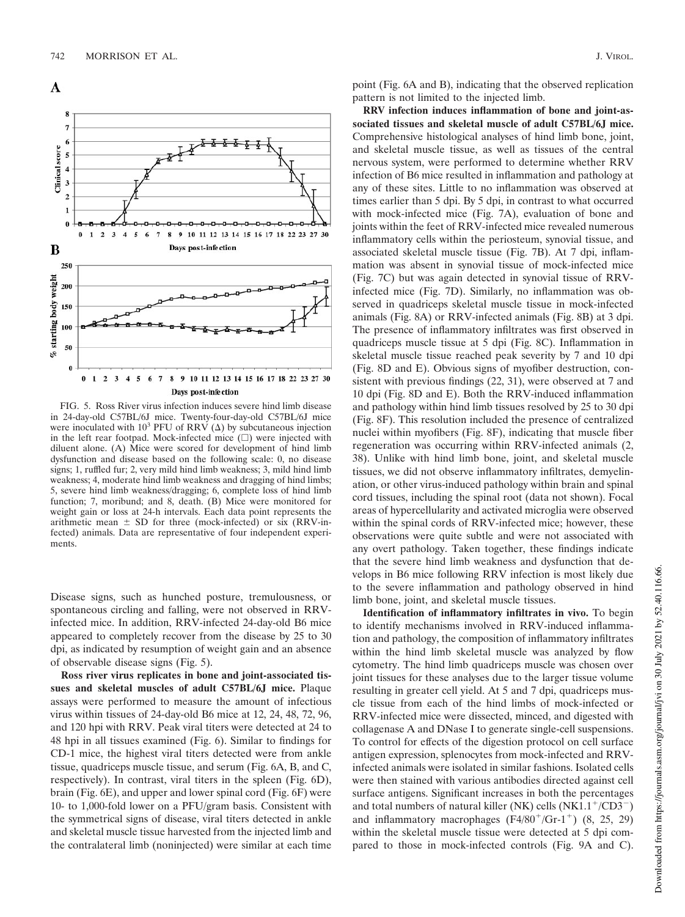FIG. 5. Ross River virus infection induces severe hind limb disease in 24-day-old C57BL/6J mice. Twenty-four-day-old C57BL/6J mice were inoculated with $10^3$ PFU of RRV (Δ) by subcutaneous injection in the left rear footpad. Mock-infected mice (□) were injected with diluent alone. (A) Mice were scored for development of hind limb dysfunction and disease based on the following scale: 0, no disease signs; 1, ruffled fur; 2, very mild hind limb weakness; 3, mild hind limb weakness; 4, moderate hind limb weakness and dragging of hind limbs; 5, severe hind limb weakness/dragging; 6, complete loss of hind limb function; 7, moribund; and 8, death. (B) Mice were monitored for weight gain or loss at 24-h intervals. Each data point represents the arithmetic mean ± SD for three (mock-infected) or six (RRV-infected) animals. Data are representative of four independent experiments.

Disease signs, such as hunched posture, tremulousness, or spontaneous circling and falling, were not observed in RRV-infected mice. In addition, RRV-infected 24-day-old B6 mice appeared to completely recover from the disease by 25 to 30 dpi, as indicated by resumption of weight gain and an absence of observable disease signs (Fig. 5).

**Ross river virus replicates in bone and joint-associated tissues and skeletal muscles of adult C57BL/6J mice.** Plaque assays were performed to measure the amount of infectious virus within tissues of 24-day-old B6 mice at 12, 24, 48, 72, 96, and 120 hpi with RRV. Peak viral titers were detected at 24 to 48 hpi in all tissues examined (Fig. 6). Similar to findings for CD-1 mice, the highest viral titers detected were from ankle tissue, quadriceps muscle tissue, and serum (Fig. 6A, B, and C, respectively). In contrast, viral titers in the spleen (Fig. 6D), brain (Fig. 6E), and upper and lower spinal cord (Fig. 6F) were 10- to 1,000-fold lower on a PFU/gram basis. Consistent with the symmetrical signs of disease, viral titers detected in ankle and skeletal muscle tissue harvested from the injected limb and the contralateral limb (noninjected) were similar at each time point (Fig. 6A and B), indicating that the observed replication pattern is not limited to the injected limb.

**RRV infection induces inflammation of bone and joint-associated tissues and skeletal muscle of adult C57BL/6J mice.** Comprehensive histological analyses of hind limb bone, joint, and skeletal muscle tissue, as well as tissues of the central nervous system, were performed to determine whether RRV infection of B6 mice resulted in inflammation and pathology at any of these sites. Little to no inflammation was observed at times earlier than 5 dpi. By 5 dpi, in contrast to what occurred with mock-infected mice (Fig. 7A), evaluation of bone and joints within the feet of RRV-infected mice revealed numerous inflammatory cells within the periosteum, synovial tissue, and associated skeletal muscle tissue (Fig. 7B). At 7 dpi, inflammation was absent in synovial tissue of mock-infected mice (Fig. 7C) but was again detected in synovial tissue of RRV-infected mice (Fig. 7D). Similarly, no inflammation was observed in quadriceps skeletal muscle tissue in mock-infected animals (Fig. 8A) or RRV-infected animals (Fig. 8B) at 3 dpi. The presence of inflammatory infiltrates was first observed in quadriceps muscle tissue at 5 dpi (Fig. 8C). Inflammation in skeletal muscle tissue reached peak severity by 7 and 10 dpi (Fig. 8D and E). Obvious signs of myofiber destruction, consistent with previous findings (22, 31), were observed at 7 and 10 dpi (Fig. 8D and E). Both the RRV-induced inflammation and pathology within hind limb tissues resolved by 25 to 30 dpi (Fig. 8F). This resolution included the presence of centralized nuclei within myofibers (Fig. 8F), indicating that muscle fiber regeneration was occurring within RRV-infected animals (2, 38). Unlike with hind limb bone, joint, and skeletal muscle tissues, we did not observe inflammatory infiltrates, demyelination, or other virus-induced pathology within brain and spinal cord tissues, including the spinal root (data not shown). Focal areas of hypercellularity and activated microglia were observed within the spinal cords of RRV-infected mice; however, these observations were quite subtle and were not associated with any overt pathology. Taken together, these findings indicate that the severe hind limb weakness and dysfunction that develops in B6 mice following RRV infection is most likely due to the severe inflammation and pathology observed in hind limb bone, joint, and skeletal muscle tissues.

**Identification of inflammatory infiltrates in vivo.** To begin to identify mechanisms involved in RRV-induced inflammation and pathology, the composition of inflammatory infiltrates within the hind limb skeletal muscle was analyzed by flow cytometry. The hind limb quadriceps muscle was chosen over joint tissues for these analyses due to the larger tissue volume resulting in greater cell yield. At 5 and 7 dpi, quadriceps muscle tissue from each of the hind limbs of mock-infected or RRV-infected mice were dissected, minced, and digested with collagenase A and DNase I to generate single-cell suspensions. To control for effects of the digestion protocol on cell surface antigen expression, splenocytes from mock-infected and RRV-infected animals were isolated in similar fashions. Isolated cells were then stained with various antibodies directed against cell surface antigens. Significant increases in both the percentages and total numbers of natural killer (NK) cells ($NK1.1^+/CD3^-$) and inflammatory macrophages ($F4/80^+/Gr\text{-}1^+$) (8, 25, 29) within the skeletal muscle tissue were detected at 5 dpi compared to those in mock-infected controls (Fig. 9A and C).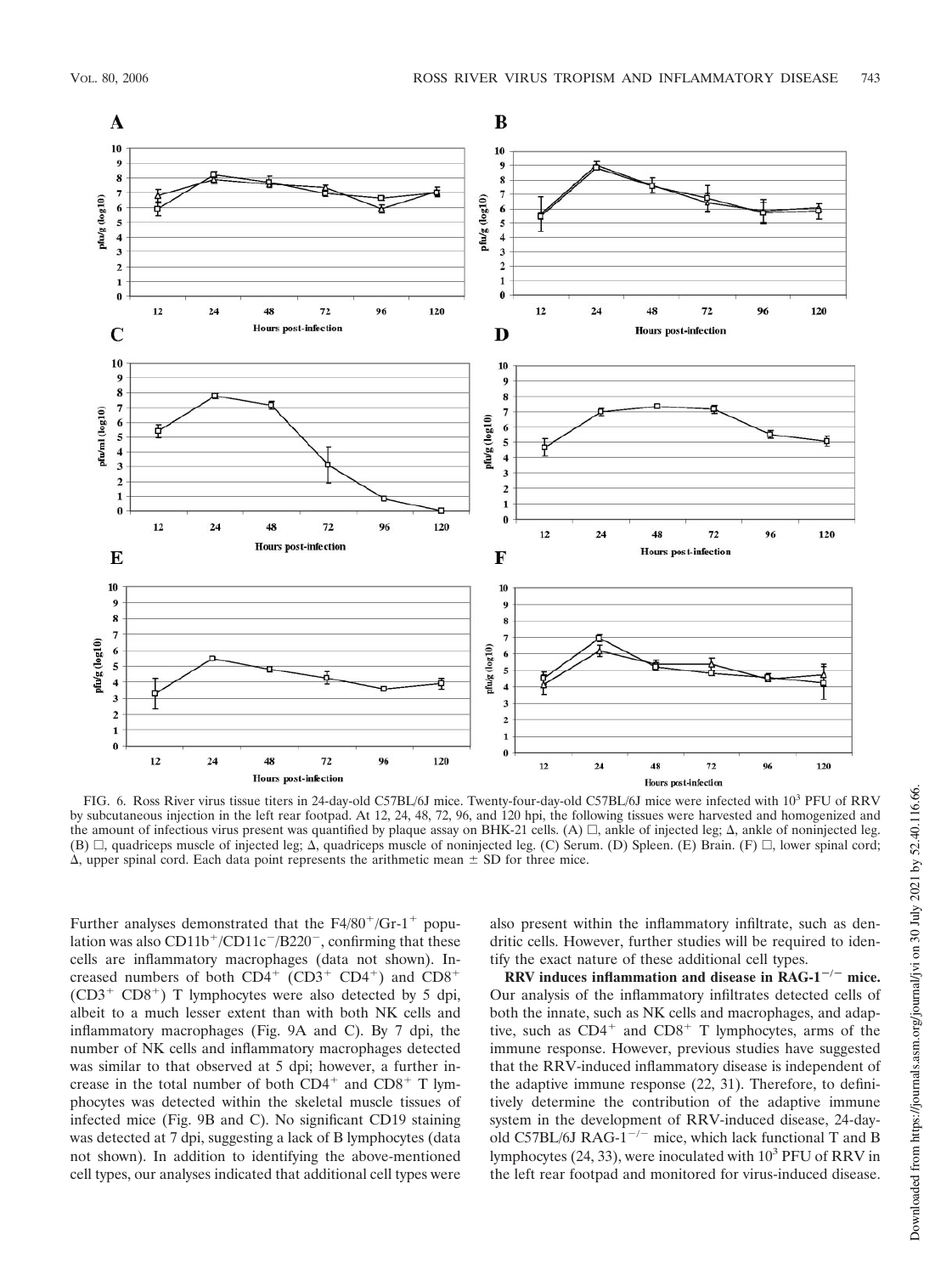FIG. 6. Ross River virus tissue titers in 24-day-old C57BL/6J mice. Twenty-four-day-old C57BL/6J mice were infected with $10^3$ PFU of RRV by subcutaneous injection in the left rear footpad. At 12, 24, 48, 72, 96, and 120 hpi, the following tissues were harvested and homogenized and the amount of infectious virus present was quantified by plaque assay on BHK-21 cells. (A) □, ankle of injected leg; Δ, ankle of noninjected leg. (B) □, quadriceps muscle of injected leg; Δ, quadriceps muscle of noninjected leg. (C) Serum. (D) Spleen. (E) Brain. (F) □, lower spinal cord; Δ, upper spinal cord. Each data point represents the arithmetic mean ± SD for three mice.

Further analyses demonstrated that the F4/80$^+$/Gr-1$^+$ population was also CD11b$^+$/CD11c$^-$/B220$^-$, confirming that these cells are inflammatory macrophages (data not shown). Increased numbers of both CD4$^+$ (CD3$^+$ CD4$^+$) and CD8$^+$ (CD3$^+$ CD8$^+$) T lymphocytes were also detected by 5 dpi, albeit to a much lesser extent than with both NK cells and inflammatory macrophages (Fig. 9A and C). By 7 dpi, the number of NK cells and inflammatory macrophages detected was similar to that observed at 5 dpi; however, a further increase in the total number of both CD4$^+$ and CD8$^+$ T lymphocytes was detected within the skeletal muscle tissues of infected mice (Fig. 9B and C). No significant CD19 staining was detected at 7 dpi, suggesting a lack of B lymphocytes (data not shown). In addition to identifying the above-mentioned cell types, our analyses indicated that additional cell types were also present within the inflammatory infiltrate, such as dendritic cells. However, further studies will be required to identify the exact nature of these additional cell types.

**RRV induces inflammation and disease in RAG-1$^{-/-}$ mice.** Our analysis of the inflammatory infiltrates detected cells of both the innate, such as NK cells and macrophages, and adaptive, such as CD4$^+$ and CD8$^+$ T lymphocytes, arms of the immune response. However, previous studies have suggested that the RRV-induced inflammatory disease is independent of the adaptive immune response (22, 31). Therefore, to definitively determine the contribution of the adaptive immune system in the development of RRV-induced disease, 24-day-old C57BL/6J RAG-1$^{-/-}$ mice, which lack functional T and B lymphocytes (24, 33), were inoculated with $10^3$ PFU of RRV in the left rear footpad and monitored for virus-induced disease.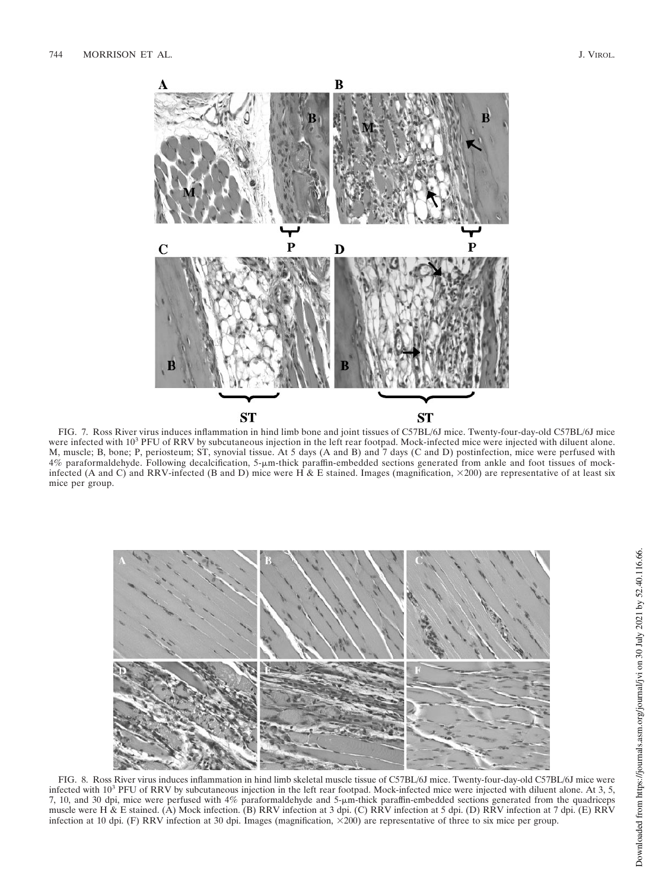FIG. 7. Ross River virus induces inflammation in hind limb bone and joint tissues of C57BL/6J mice. Twenty-four-day-old C57BL/6J mice were infected with $10^3$ PFU of RRV by subcutaneous injection in the left rear footpad. Mock-infected mice were injected with diluent alone. M, muscle; B, bone; P, periosteum; ST, synovial tissue. At 5 days (A and B) and 7 days (C and D) postinfection, mice were perfused with 4% paraformaldehyde. Following decalcification, 5-μm-thick paraffin-embedded sections generated from ankle and foot tissues of mock-infected (A and C) and RRV-infected (B and D) mice were H & E stained. Images (magnification, ×200) are representative of at least six mice per group.

FIG. 8. Ross River virus induces inflammation in hind limb skeletal muscle tissue of C57BL/6J mice. Twenty-four-day-old C57BL/6J mice were infected with $10^3$ PFU of RRV by subcutaneous injection in the left rear footpad. Mock-infected mice were injected with diluent alone. At 3, 5, 7, 10, and 30 dpi, mice were perfused with 4% paraformaldehyde and 5-μm-thick paraffin-embedded sections generated from the quadriceps muscle were H & E stained. (A) Mock infection. (B) RRV infection at 3 dpi. (C) RRV infection at 5 dpi. (D) RRV infection at 7 dpi. (E) RRV infection at 10 dpi. (F) RRV infection at 30 dpi. Images (magnification, ×200) are representative of three to six mice per group.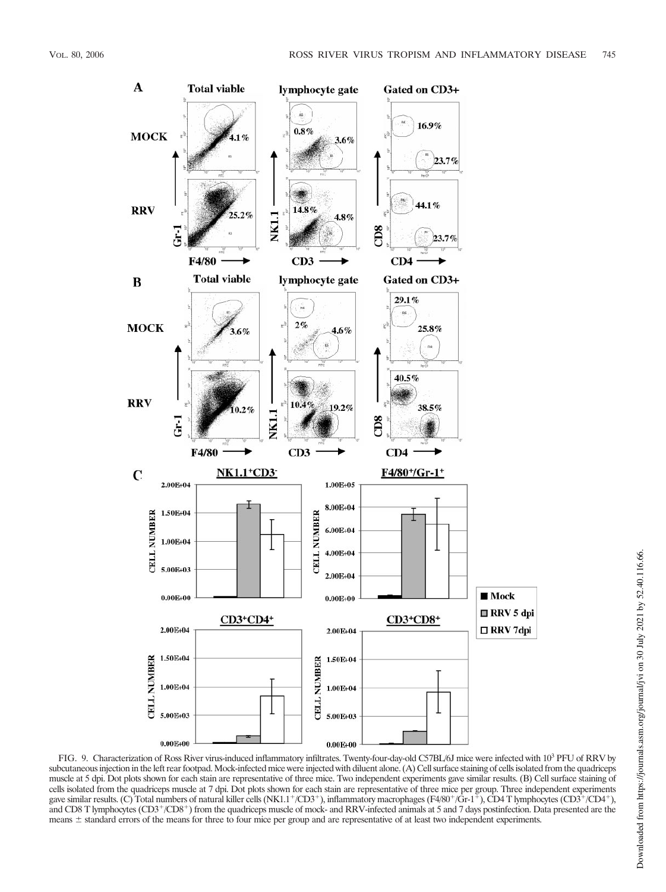FIG. 9. Characterization of Ross River virus-induced inflammatory infiltrates. Twenty-four-day-old C57BL/6J mice were infected with $10^3$ PFU of RRV by subcutaneous injection in the left rear footpad. Mock-infected mice were injected with diluent alone. (A) Cell surface staining of cells isolated from the quadriceps muscle at 5 dpi. Dot plots shown for each stain are representative of three mice. Two independent experiments gave similar results. (B) Cell surface staining of cells isolated from the quadriceps muscle at 7 dpi. Dot plots shown for each stain are representative of three mice per group. Three independent experiments gave similar results. (C) Total numbers of natural killer cells ($NK1.1^+/CD3^+$), inflammatory macrophages ($F4/80^+/Gr\text{-}1^+$), CD4 T lymphocytes ($CD3^+/CD4^+$), and CD8 T lymphocytes ($CD3^+/CD8^+$) from the quadriceps muscle of mock- and RRV-infected animals at 5 and 7 days postinfection. Data presented are the means ± standard errors of the means for three to four mice per group and are representative of at least two independent experiments.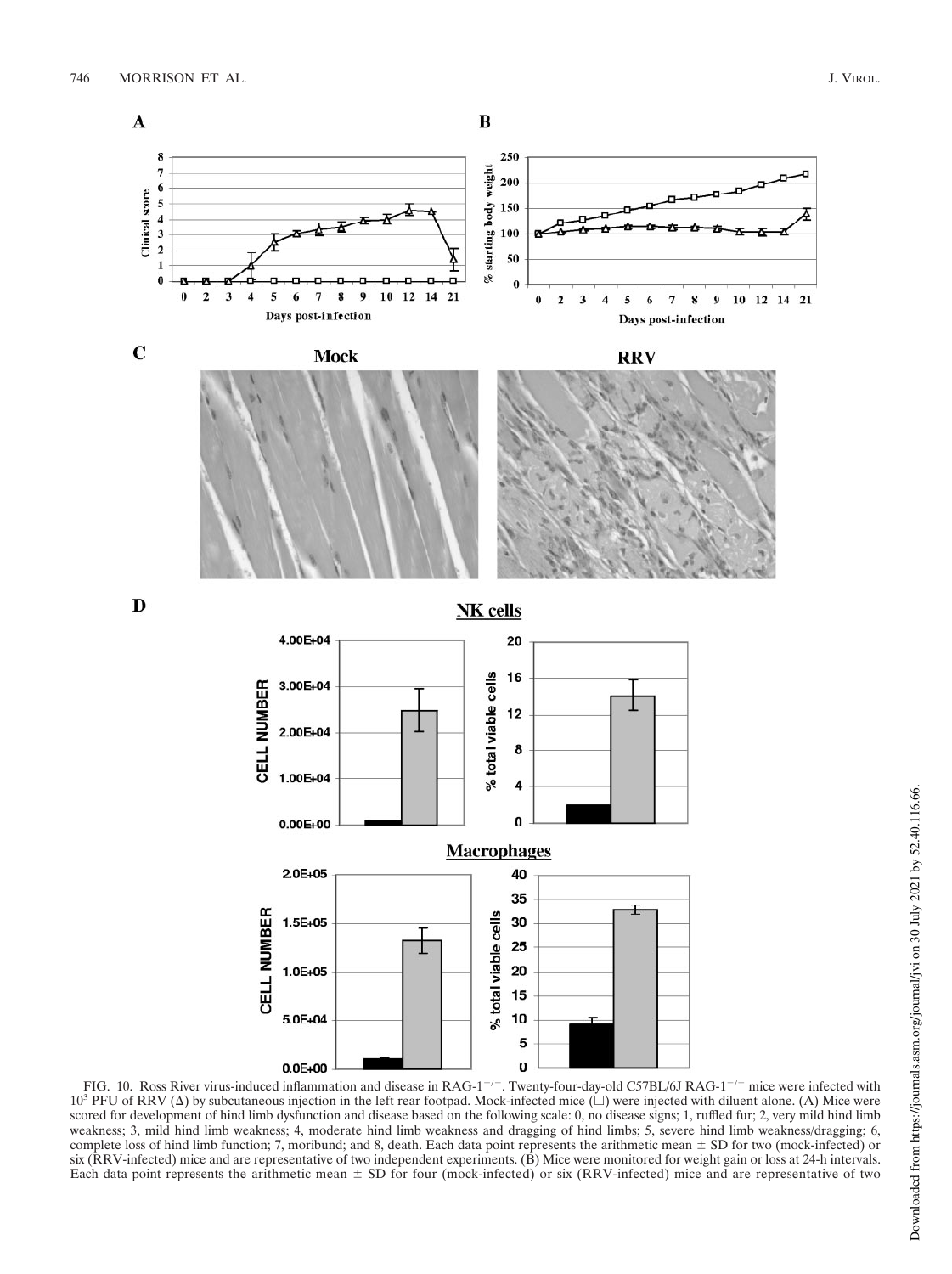FIG. 10. Ross River virus-induced inflammation and disease in RAG-1$^{-/-}$. Twenty-four-day-old C57BL/6J RAG-1$^{-/-}$ mice were infected with $10^3$ PFU of RRV (Δ) by subcutaneous injection in the left rear footpad. Mock-infected mice (□) were injected with diluent alone. (A) Mice were scored for development of hind limb dysfunction and disease based on the following scale: 0, no disease signs; 1, ruffled fur; 2, very mild hind limb weakness; 3, mild hind limb weakness; 4, moderate hind limb weakness and dragging of hind limbs; 5, severe hind limb weakness/dragging; 6, complete loss of hind limb function; 7, moribund; and 8, death. Each data point represents the arithmetic mean ± SD for two (mock-infected) or six (RRV-infected) mice and are representative of two independent experiments. (B) Mice were monitored for weight gain or loss at 24-h intervals. Each data point represents the arithmetic mean ± SD for four (mock-infected) or six (RRV-infected) mice and are representative of two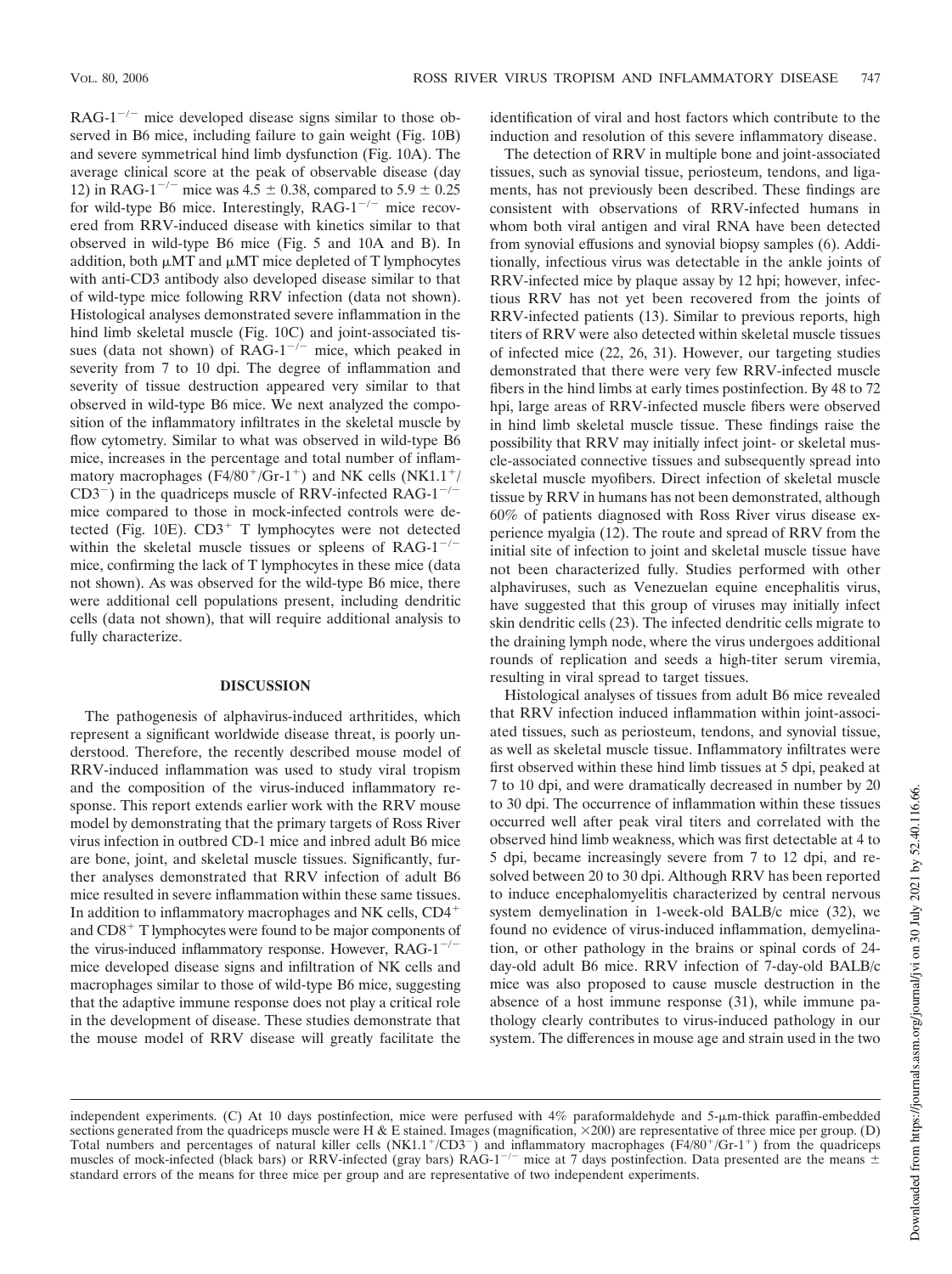RAG-1$^{-/-}$ mice developed disease signs similar to those observed in B6 mice, including failure to gain weight (Fig. 10B) and severe symmetrical hind limb dysfunction (Fig. 10A). The average clinical score at the peak of observable disease (day 12) in RAG-1$^{-/-}$ mice was 4.5 ± 0.38, compared to 5.9 ± 0.25 for wild-type B6 mice. Interestingly, RAG-1$^{-/-}$ mice recovered from RRV-induced disease with kinetics similar to that observed in wild-type B6 mice (Fig. 5 and 10A and B). In addition, both μMT and μMT mice depleted of T lymphocytes with anti-CD3 antibody also developed disease similar to that of wild-type mice following RRV infection (data not shown). Histological analyses demonstrated severe inflammation in the hind limb skeletal muscle (Fig. 10C) and joint-associated tissues (data not shown) of RAG-1$^{-/-}$ mice, which peaked in severity from 7 to 10 dpi. The degree of inflammation and severity of tissue destruction appeared very similar to that observed in wild-type B6 mice. We next analyzed the composition of the inflammatory infiltrates in the skeletal muscle by flow cytometry. Similar to what was observed in wild-type B6 mice, increases in the percentage and total number of inflammatory macrophages (F4/80$^+$/Gr-1$^+$) and NK cells (NK1.1$^+$/CD3$^-$) in the quadriceps muscle of RRV-infected RAG-1$^{-/-}$ mice compared to those in mock-infected controls were detected (Fig. 10E). CD3$^+$ T lymphocytes were not detected within the skeletal muscle tissues or spleens of RAG-1$^{-/-}$ mice, confirming the lack of T lymphocytes in these mice (data not shown). As was observed for the wild-type B6 mice, there were additional cell populations present, including dendritic cells (data not shown), that will require additional analysis to fully characterize.

## DISCUSSION

The pathogenesis of alphavirus-induced arthritides, which represent a significant worldwide disease threat, is poorly understood. Therefore, the recently described mouse model of RRV-induced inflammation was used to study viral tropism and the composition of the virus-induced inflammatory response. This report extends earlier work with the RRV mouse model by demonstrating that the primary targets of Ross River virus infection in outbred CD-1 mice and inbred adult B6 mice are bone, joint, and skeletal muscle tissues. Significantly, further analyses demonstrated that RRV infection of adult B6 mice resulted in severe inflammation within these same tissues. In addition to inflammatory macrophages and NK cells, CD4$^+$ and CD8$^+$ T lymphocytes were found to be major components of the virus-induced inflammatory response. However, RAG-1$^{-/-}$ mice developed disease signs and infiltration of NK cells and macrophages similar to those of wild-type B6 mice, suggesting that the adaptive immune response does not play a critical role in the development of disease. These studies demonstrate that the mouse model of RRV disease will greatly facilitate the identification of viral and host factors which contribute to the induction and resolution of this severe inflammatory disease.

The detection of RRV in multiple bone and joint-associated tissues, such as synovial tissue, periosteum, tendons, and ligaments, has not previously been described. These findings are consistent with observations of RRV-infected humans in whom both viral antigen and viral RNA have been detected from synovial effusions and synovial biopsy samples (6). Additionally, infectious virus was detectable in the ankle joints of RRV-infected mice by plaque assay by 12 hpi; however, infectious RRV has not yet been recovered from the joints of RRV-infected patients (13). Similar to previous reports, high titers of RRV were also detected within skeletal muscle tissues of infected mice (22, 26, 31). However, our targeting studies demonstrated that there were very few RRV-infected muscle fibers in the hind limbs at early times postinfection. By 48 to 72 hpi, large areas of RRV-infected muscle fibers were observed in hind limb skeletal muscle tissue. These findings raise the possibility that RRV may initially infect joint- or skeletal muscle-associated connective tissues and subsequently spread into skeletal muscle myofibers. Direct infection of skeletal muscle tissue by RRV in humans has not been demonstrated, although 60% of patients diagnosed with Ross River virus disease experience myalgia (12). The route and spread of RRV from the initial site of infection to joint and skeletal muscle tissue have not been characterized fully. Studies performed with other alphaviruses, such as Venezuelan equine encephalitis virus, have suggested that this group of viruses may initially infect skin dendritic cells (23). The infected dendritic cells migrate to the draining lymph node, where the virus undergoes additional rounds of replication and seeds a high-titer serum viremia, resulting in viral spread to target tissues.

Histological analyses of tissues from adult B6 mice revealed that RRV infection induced inflammation within joint-associated tissues, such as periosteum, tendons, and synovial tissue, as well as skeletal muscle tissue. Inflammatory infiltrates were first observed within these hind limb tissues at 5 dpi, peaked at 7 to 10 dpi, and were dramatically decreased in number by 20 to 30 dpi. The occurrence of inflammation within these tissues occurred well after peak viral titers and correlated with the observed hind limb weakness, which was first detectable at 4 to 5 dpi, became increasingly severe from 7 to 12 dpi, and resolved between 20 to 30 dpi. Although RRV has been reported to induce encephalomyelitis characterized by central nervous system demyelination in 1-week-old BALB/c mice (32), we found no evidence of virus-induced inflammation, demyelination, or other pathology in the brains or spinal cords of 24-day-old adult B6 mice. RRV infection of 7-day-old BALB/c mice was also proposed to cause muscle destruction in the absence of a host immune response (31), while immune pathology clearly contributes to virus-induced pathology in our system. The differences in mouse age and strain used in the two

independent experiments. (C) At 10 days postinfection, mice were perfused with 4% paraformaldehyde and 5-μm-thick paraffin-embedded sections generated from the quadriceps muscle were H & E stained. Images (magnification, ×200) are representative of three mice per group. (D) Total numbers and percentages of natural killer cells (NK1.1$^+$/CD3$^-$) and inflammatory macrophages (F4/80$^+$/Gr-1$^+$) from the quadriceps muscles of mock-infected (black bars) or RRV-infected (gray bars) RAG-1$^{-/-}$ mice at 7 days postinfection. Data presented are the means ± standard errors of the means for three mice per group and are representative of two independent experiments.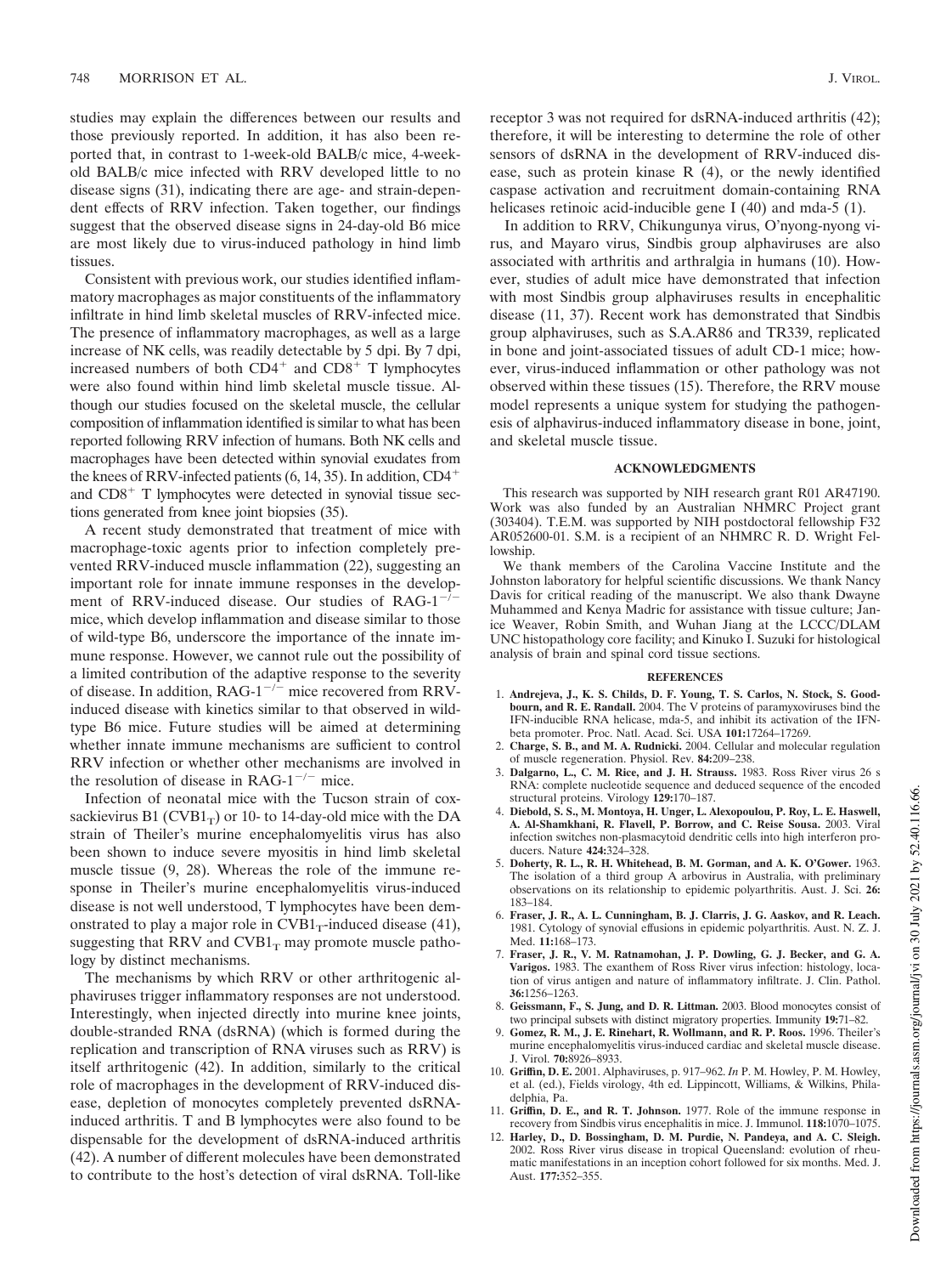studies may explain the differences between our results and those previously reported. In addition, it has also been reported that, in contrast to 1-week-old BALB/c mice, 4-week-old BALB/c mice infected with RRV developed little to no disease signs (31), indicating there are age- and strain-dependent effects of RRV infection. Taken together, our findings suggest that the observed disease signs in 24-day-old B6 mice are most likely due to virus-induced pathology in hind limb tissues.

Consistent with previous work, our studies identified inflammatory macrophages as major constituents of the inflammatory infiltrate in hind limb skeletal muscles of RRV-infected mice. The presence of inflammatory macrophages, as well as a large increase of NK cells, was readily detectable by 5 dpi. By 7 dpi, increased numbers of both $CD4^+$ and $CD8^+$ T lymphocytes were also found within hind limb skeletal muscle tissue. Although our studies focused on the skeletal muscle, the cellular composition of inflammation identified is similar to what has been reported following RRV infection of humans. Both NK cells and macrophages have been detected within synovial exudates from the knees of RRV-infected patients (6, 14, 35). In addition, $CD4^+$ and $CD8^+$ T lymphocytes were detected in synovial tissue sections generated from knee joint biopsies (35).

A recent study demonstrated that treatment of mice with macrophage-toxic agents prior to infection completely prevented RRV-induced muscle inflammation (22), suggesting an important role for innate immune responses in the development of RRV-induced disease. Our studies of RAG-$1^{-/-}$ mice, which develop inflammation and disease similar to those of wild-type B6, underscore the importance of the innate immune response. However, we cannot rule out the possibility of a limited contribution of the adaptive response to the severity of disease. In addition, RAG-$1^{-/-}$ mice recovered from RRV-induced disease with kinetics similar to that observed in wild-type B6 mice. Future studies will be aimed at determining whether innate immune mechanisms are sufficient to control RRV infection or whether other mechanisms are involved in the resolution of disease in RAG-$1^{-/-}$ mice.

Infection of neonatal mice with the Tucson strain of coxsackievirus B1 ($CVB1_T$) or 10- to 14-day-old mice with the DA strain of Theiler's murine encephalomyelitis virus has also been shown to induce severe myositis in hind limb skeletal muscle tissue (9, 28). Whereas the role of the immune response in Theiler's murine encephalomyelitis virus-induced disease is not well understood, T lymphocytes have been demonstrated to play a major role in $CVB1_T$-induced disease (41), suggesting that RRV and $CVB1_T$ may promote muscle pathology by distinct mechanisms.

The mechanisms by which RRV or other arthritogenic alphaviruses trigger inflammatory responses are not understood. Interestingly, when injected directly into murine knee joints, double-stranded RNA (dsRNA) (which is formed during the replication and transcription of RNA viruses such as RRV) is itself arthritogenic (42). In addition, similarly to the critical role of macrophages in the development of RRV-induced disease, depletion of monocytes completely prevented dsRNA-induced arthritis. T and B lymphocytes were also found to be dispensable for the development of dsRNA-induced arthritis (42). A number of different molecules have been demonstrated to contribute to the host's detection of viral dsRNA. Toll-like receptor 3 was not required for dsRNA-induced arthritis (42); therefore, it will be interesting to determine the role of other sensors of dsRNA in the development of RRV-induced disease, such as protein kinase R (4), or the newly identified caspase activation and recruitment domain-containing RNA helicases retinoic acid-inducible gene I (40) and mda-5 (1).

In addition to RRV, Chikungunya virus, O'nyong-nyong virus, and Mayaro virus, Sindbis group alphaviruses are also associated with arthritis and arthralgia in humans (10). However, studies of adult mice have demonstrated that infection with most Sindbis group alphaviruses results in encephalitic disease (11, 37). Recent work has demonstrated that Sindbis group alphaviruses, such as S.A.AR86 and TR339, replicated in bone and joint-associated tissues of adult CD-1 mice; however, virus-induced inflammation or other pathology was not observed within these tissues (15). Therefore, the RRV mouse model represents a unique system for studying the pathogenesis of alphavirus-induced inflammatory disease in bone, joint, and skeletal muscle tissue.

## ACKNOWLEDGMENTS

This research was supported by NIH research grant R01 AR47190. Work was also funded by an Australian NHMRC Project grant (303404). T.E.M. was supported by NIH postdoctoral fellowship F32 AR052600-01. S.M. is a recipient of an NHMRC R. D. Wright Fellowship.

We thank members of the Carolina Vaccine Institute and the Johnston laboratory for helpful scientific discussions. We thank Nancy Davis for critical reading of the manuscript. We also thank Dwayne Muhammed and Kenya Madric for assistance with tissue culture; Janice Weaver, Robin Smith, and Wuhan Jiang at the LCCC/DLAM UNC histopathology core facility; and Kinuko I. Suzuki for histological analysis of brain and spinal cord tissue sections.

## REFERENCES

1. **Andrejeva, J., K. S. Childs, D. F. Young, T. S. Carlos, N. Stock, S. Goodbourn, and R. E. Randall.** 2004. The V proteins of paramyxoviruses bind the IFN-inducible RNA helicase, mda-5, and inhibit its activation of the IFN-beta promoter. Proc. Natl. Acad. Sci. USA **101:**17264–17269.
2. **Charge, S. B., and M. A. Rudnicki.** 2004. Cellular and molecular regulation of muscle regeneration. Physiol. Rev. **84:**209–238.
3. **Dalgarno, L., C. M. Rice, and J. H. Strauss.** 1983. Ross River virus 26 s RNA: complete nucleotide sequence and deduced sequence of the encoded structural proteins. Virology **129:**170–187.
4. **Diebold, S. S., M. Montoya, H. Unger, L. Alexopoulou, P. Roy, L. E. Haswell, A. Al-Shamkhani, R. Flavell, P. Borrow, and C. Reise Sousa.** 2003. Viral infection switches non-plasmacytoid dendritic cells into high interferon producers. Nature **424:**324–328.
5. **Doherty, R. L., R. H. Whitehead, B. M. Gorman, and A. K. O'Gower.** 1963. The isolation of a third group A arbovirus in Australia, with preliminary observations on its relationship to epidemic polyarthritis. Aust. J. Sci. **26:** 183–184.
6. **Fraser, J. R., A. L. Cunningham, B. J. Clarris, J. G. Aaskov, and R. Leach.** 1981. Cytology of synovial effusions in epidemic polyarthritis. Aust. N. Z. J. Med. **11:**168–173.
7. **Fraser, J. R., V. M. Ratnamohan, J. P. Dowling, G. J. Becker, and G. A. Varigos.** 1983. The exanthem of Ross River virus infection: histology, location of virus antigen and nature of inflammatory infiltrate. J. Clin. Pathol. **36:**1256–1263.
8. **Geissmann, F., S. Jung, and D. R. Littman.** 2003. Blood monocytes consist of two principal subsets with distinct migratory properties. Immunity **19:**71–82.
9. **Gomez, R. M., J. E. Rinehart, R. Wollmann, and R. P. Roos.** 1996. Theiler's murine encephalomyelitis virus-induced cardiac and skeletal muscle disease. J. Virol. **70:**8926–8933.
10. **Griffin, D. E.** 2001. Alphaviruses, p. 917–962. *In* P. M. Howley, P. M. Howley, et al. (ed.), Fields virology, 4th ed. Lippincott, Williams, & Wilkins, Philadelphia, Pa.
11. **Griffin, D. E., and R. T. Johnson.** 1977. Role of the immune response in recovery from Sindbis virus encephalitis in mice. J. Immunol. **118:**1070–1075.
12. **Harley, D., D. Bossingham, D. M. Purdie, N. Pandeya, and A. C. Sleigh.** 2002. Ross River virus disease in tropical Queensland: evolution of rheumatic manifestations in an inception cohort followed for six months. Med. J. Aust. **177:**352–355.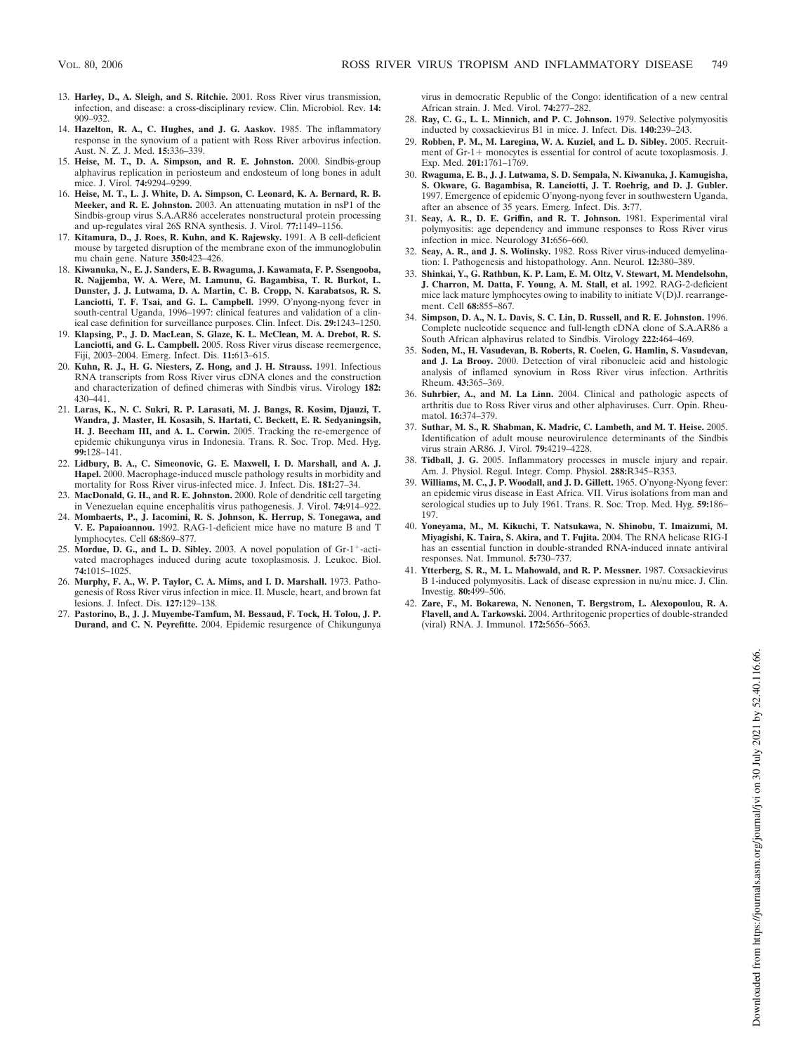13. **Harley, D., A. Sleigh, and S. Ritchie.** 2001. Ross River virus transmission, infection, and disease: a cross-disciplinary review. Clin. Microbiol. Rev. **14:** 909–932.
14. **Hazelton, R. A., C. Hughes, and J. G. Aaskov.** 1985. The inflammatory response in the synovium of a patient with Ross River arbovirus infection. Aust. N. Z. J. Med. **15:**336–339.
15. **Heise, M. T., D. A. Simpson, and R. E. Johnston.** 2000. Sindbis-group alphavirus replication in periosteum and endosteum of long bones in adult mice. J. Virol. **74:**9294–9299.
16. **Heise, M. T., L. J. White, D. A. Simpson, C. Leonard, K. A. Bernard, R. B. Meeker, and R. E. Johnston.** 2003. An attenuating mutation in nsP1 of the Sindbis-group virus S.A.AR86 accelerates nonstructural protein processing and up-regulates viral 26S RNA synthesis. J. Virol. **77:**1149–1156.
17. **Kitamura, D., J. Roes, R. Kuhn, and K. Rajewsky.** 1991. A B cell-deficient mouse by targeted disruption of the membrane exon of the immunoglobulin mu chain gene. Nature **350:**423–426.
18. **Kiwanuka, N., E. J. Sanders, E. B. Rwaguma, J. Kawamata, F. P. Ssengooba, R. Najjemba, W. A. Were, M. Lamunu, G. Bagambisa, T. R. Burkot, L. Dunster, J. J. Lutwama, D. A. Martin, C. B. Cropp, N. Karabatsos, R. S. Lanciotti, T. F. Tsai, and G. L. Campbell.** 1999. O'nyong-nyong fever in south-central Uganda, 1996–1997: clinical features and validation of a clinical case definition for surveillance purposes. Clin. Infect. Dis. **29:**1243–1250.
19. **Klapsing, P., J. D. MacLean, S. Glaze, K. L. McClean, M. A. Drebot, R. S. Lanciotti, and G. L. Campbell.** 2005. Ross River virus disease reemergence, Fiji, 2003–2004. Emerg. Infect. Dis. **11:**613–615.
20. **Kuhn, R. J., H. G. Niesters, Z. Hong, and J. H. Strauss.** 1991. Infectious RNA transcripts from Ross River virus cDNA clones and the construction and characterization of defined chimeras with Sindbis virus. Virology **182:** 430–441.
21. **Laras, K., N. C. Sukri, R. P. Larasati, M. J. Bangs, R. Kosim, Djauzi, T. Wandra, J. Master, H. Kosasih, S. Hartati, C. Beckett, E. R. Sedyaningsih, H. J. Beecham III, and A. L. Corwin.** 2005. Tracking the re-emergence of epidemic chikungunya virus in Indonesia. Trans. R. Soc. Trop. Med. Hyg. **99:**128–141.
22. **Lidbury, B. A., C. Simeonovic, G. E. Maxwell, I. D. Marshall, and A. J. Hapel.** 2000. Macrophage-induced muscle pathology results in morbidity and mortality for Ross River virus-infected mice. J. Infect. Dis. **181:**27–34.
23. **MacDonald, G. H., and R. E. Johnston.** 2000. Role of dendritic cell targeting in Venezuelan equine encephalitis virus pathogenesis. J. Virol. **74:**914–922.
24. **Mombaerts, P., J. Iacomini, R. S. Johnson, K. Herrup, S. Tonegawa, and V. E. Papaioannou.** 1992. RAG-1-deficient mice have no mature B and T lymphocytes. Cell **68:**869–877.
25. **Mordue, D. G., and L. D. Sibley.** 2003. A novel population of Gr-1+-activated macrophages induced during acute toxoplasmosis. J. Leukoc. Biol. **74:**1015–1025.
26. **Murphy, F. A., W. P. Taylor, C. A. Mims, and I. D. Marshall.** 1973. Pathogenesis of Ross River virus infection in mice. II. Muscle, heart, and brown fat lesions. J. Infect. Dis. **127:**129–138.
27. **Pastorino, B., J. J. Muyembe-Tamfum, M. Bessaud, F. Tock, H. Tolou, J. P. Durand, and C. N. Peyrefitte.** 2004. Epidemic resurgence of Chikungunya virus in democratic Republic of the Congo: identification of a new central African strain. J. Med. Virol. **74:**277–282.
28. **Ray, C. G., L. L. Minnich, and P. C. Johnson.** 1979. Selective polymyositis inducted by coxsackievirus B1 in mice. J. Infect. Dis. **140:**239–243.
29. **Robben, P. M., M. Laregina, W. A. Kuziel, and L. D. Sibley.** 2005. Recruitment of Gr-1+ monocytes is essential for control of acute toxoplasmosis. J. Exp. Med. **201:**1761–1769.
30. **Rwaguma, E. B., J. J. Lutwama, S. D. Sempala, N. Kiwanuka, J. Kamugisha, S. Okware, G. Bagambisa, R. Lanciotti, J. T. Roehrig, and D. J. Gubler.** 1997. Emergence of epidemic O'nyong-nyong fever in southwestern Uganda, after an absence of 35 years. Emerg. Infect. Dis. **3:**77.
31. **Seay, A. R., D. E. Griffin, and R. T. Johnson.** 1981. Experimental viral polymyositis: age dependency and immune responses to Ross River virus infection in mice. Neurology **31:**656–660.
32. **Seay, A. R., and J. S. Wolinsky.** 1982. Ross River virus-induced demyelination: I. Pathogenesis and histopathology. Ann. Neurol. **12:**380–389.
33. **Shinkai, Y., G. Rathbun, K. P. Lam, E. M. Oltz, V. Stewart, M. Mendelsohn, J. Charron, M. Datta, F. Young, A. M. Stall, et al.** 1992. RAG-2-deficient mice lack mature lymphocytes owing to inability to initiate V(D)J. rearrangement. Cell **68:**855–867.
34. **Simpson, D. A., N. L. Davis, S. C. Lin, D. Russell, and R. E. Johnston.** 1996. Complete nucleotide sequence and full-length cDNA clone of S.A.AR86 a South African alphavirus related to Sindbis. Virology **222:**464–469.
35. **Soden, M., H. Vasudevan, B. Roberts, R. Coelen, G. Hamlin, S. Vasudevan, and J. La Brooy.** 2000. Detection of viral ribonucleic acid and histologic analysis of inflamed synovium in Ross River virus infection. Arthritis Rheum. **43:**365–369.
36. **Suhrbier, A., and M. La Linn.** 2004. Clinical and pathologic aspects of arthritis due to Ross River virus and other alphaviruses. Curr. Opin. Rheumatol. **16:**374–379.
37. **Suthar, M. S., R. Shabman, K. Madric, C. Lambeth, and M. T. Heise.** 2005. Identification of adult mouse neurovirulence determinants of the Sindbis virus strain AR86. J. Virol. **79:**4219–4228.
38. **Tidball, J. G.** 2005. Inflammatory processes in muscle injury and repair. Am. J. Physiol. Regul. Integr. Comp. Physiol. **288:**R345–R353.
39. **Williams, M. C., J. P. Woodall, and J. D. Gillett.** 1965. O'nyong-Nyong fever: an epidemic virus disease in East Africa. VII. Virus isolations from man and serological studies up to July 1961. Trans. R. Soc. Trop. Med. Hyg. **59:**186–197.
40. **Yoneyama, M., M. Kikuchi, T. Natsukawa, N. Shinobu, T. Imaizumi, M. Miyagishi, K. Taira, S. Akira, and T. Fujita.** 2004. The RNA helicase RIG-I has an essential function in double-stranded RNA-induced innate antiviral responses. Nat. Immunol. **5:**730–737.
41. **Ytterberg, S. R., M. L. Mahowald, and R. P. Messner.** 1987. Coxsackievirus B 1-induced polymyositis. Lack of disease expression in nu/nu mice. J. Clin. Investig. **80:**499–506.
42. **Zare, F., M. Bokarewa, N. Nenonen, T. Bergstrom, L. Alexopoulou, R. A. Flavell, and A. Tarkowski.** 2004. Arthritogenic properties of double-stranded (viral) RNA. J. Immunol. **172:**5656–5663.